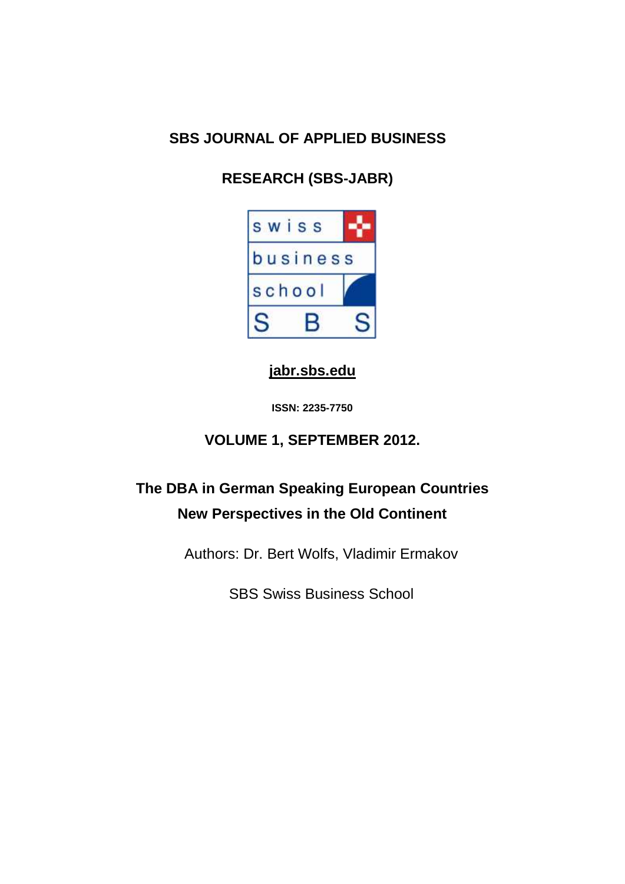**SBS JOURNAL OF APPLIED BUSINESS**

**RESEARCH (SBS-JABR)**

**jabr.sbs.edu**

**ISSN: 2235-7750**

**VOLUME 1, SEPTEMBER 2012.**

# The DBA in German Speaking European Countries New Perspectives in the Old Continent

Authors: Dr. Bert Wolfs, Vladimir Ermakov

SBS Swiss Business School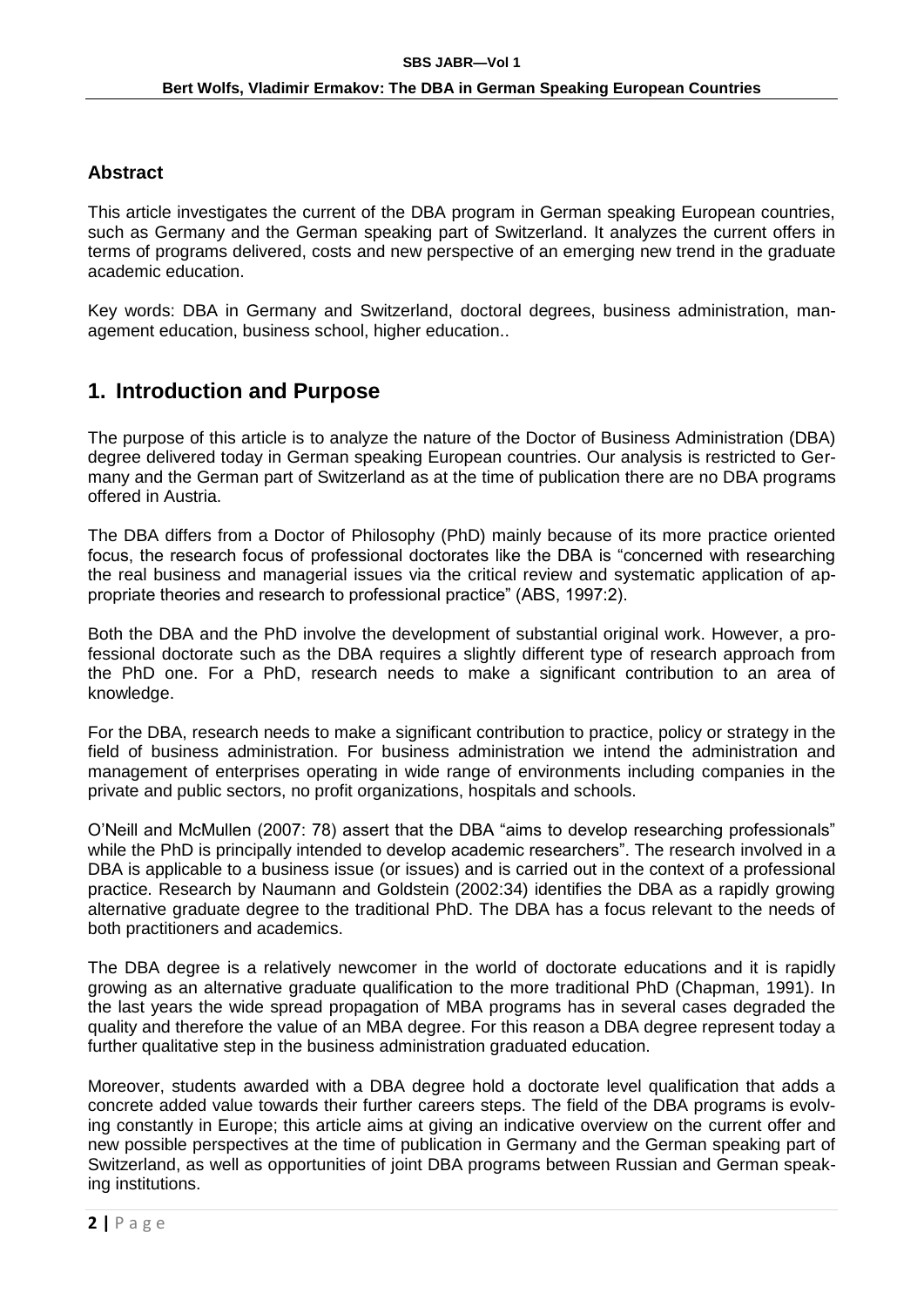## Abstract

This article investigates the current of the DBA program in German speaking European countries, such as Germany and the German speaking part of Switzerland. It analyzes the current offers in terms of programs delivered, costs and new perspective of an emerging new trend in the graduate academic education.

Key words: DBA in Germany and Switzerland, doctoral degrees, business administration, management education, business school, higher education..

# 1. Introduction and Purpose

The purpose of this article is to analyze the nature of the Doctor of Business Administration (DBA) degree delivered today in German speaking European countries. Our analysis is restricted to Germany and the German part of Switzerland as at the time of publication there are no DBA programs offered in Austria.

The DBA differs from a Doctor of Philosophy (PhD) mainly because of its more practice oriented focus, the research focus of professional doctorates like the DBA is "concerned with researching the real business and managerial issues via the critical review and systematic application of appropriate theories and research to professional practice" (ABS, 1997:2).

Both the DBA and the PhD involve the development of substantial original work. However, a professional doctorate such as the DBA requires a slightly different type of research approach from the PhD one. For a PhD, research needs to make a significant contribution to an area of knowledge.

For the DBA, research needs to make a significant contribution to practice, policy or strategy in the field of business administration. For business administration we intend the administration and management of enterprises operating in wide range of environments including companies in the private and public sectors, no profit organizations, hospitals and schools.

O'Neill and McMullen (2007: 78) assert that the DBA "aims to develop researching professionals" while the PhD is principally intended to develop academic researchers". The research involved in a DBA is applicable to a business issue (or issues) and is carried out in the context of a professional practice. Research by Naumann and Goldstein (2002:34) identifies the DBA as a rapidly growing alternative graduate degree to the traditional PhD. The DBA has a focus relevant to the needs of both practitioners and academics.

The DBA degree is a relatively newcomer in the world of doctorate educations and it is rapidly growing as an alternative graduate qualification to the more traditional PhD (Chapman, 1991). In the last years the wide spread propagation of MBA programs has in several cases degraded the quality and therefore the value of an MBA degree. For this reason a DBA degree represent today a further qualitative step in the business administration graduated education.

Moreover, students awarded with a DBA degree hold a doctorate level qualification that adds a concrete added value towards their further careers steps. The field of the DBA programs is evolving constantly in Europe; this article aims at giving an indicative overview on the current offer and new possible perspectives at the time of publication in Germany and the German speaking part of Switzerland, as well as opportunities of joint DBA programs between Russian and German speaking institutions.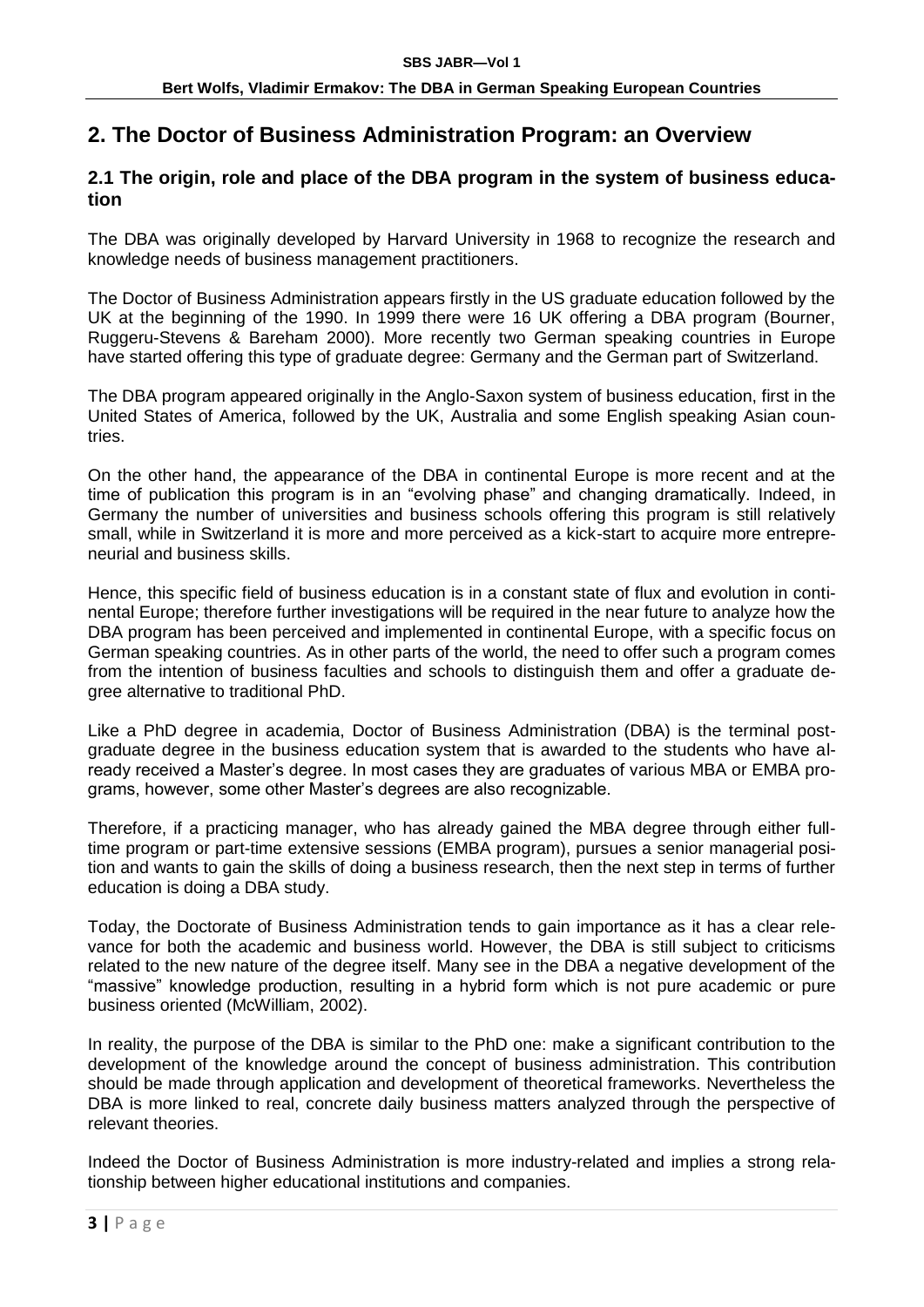## 2. The Doctor of Business Administration Program: an Overview

### 2.1 The origin, role and place of the DBA program in the system of business education

The DBA was originally developed by Harvard University in 1968 to recognize the research and knowledge needs of business management practitioners.

The Doctor of Business Administration appears firstly in the US graduate education followed by the UK at the beginning of the 1990. In 1999 there were 16 UK offering a DBA program (Bourner, Ruggeru-Stevens & Bareham 2000). More recently two German speaking countries in Europe have started offering this type of graduate degree: Germany and the German part of Switzerland.

The DBA program appeared originally in the Anglo-Saxon system of business education, first in the United States of America, followed by the UK, Australia and some English speaking Asian countries.

On the other hand, the appearance of the DBA in continental Europe is more recent and at the time of publication this program is in an "evolving phase" and changing dramatically. Indeed, in Germany the number of universities and business schools offering this program is still relatively small, while in Switzerland it is more and more perceived as a kick-start to acquire more entrepreneurial and business skills.

Hence, this specific field of business education is in a constant state of flux and evolution in continental Europe; therefore further investigations will be required in the near future to analyze how the DBA program has been perceived and implemented in continental Europe, with a specific focus on German speaking countries. As in other parts of the world, the need to offer such a program comes from the intention of business faculties and schools to distinguish them and offer a graduate degree alternative to traditional PhD.

Like a PhD degree in academia, Doctor of Business Administration (DBA) is the terminal post-graduate degree in the business education system that is awarded to the students who have already received a Master's degree. In most cases they are graduates of various MBA or EMBA programs, however, some other Master's degrees are also recognizable.

Therefore, if a practicing manager, who has already gained the MBA degree through either full-time program or part-time extensive sessions (EMBA program), pursues a senior managerial position and wants to gain the skills of doing a business research, then the next step in terms of further education is doing a DBA study.

Today, the Doctorate of Business Administration tends to gain importance as it has a clear relevance for both the academic and business world. However, the DBA is still subject to criticisms related to the new nature of the degree itself. Many see in the DBA a negative development of the "massive" knowledge production, resulting in a hybrid form which is not pure academic or pure business oriented (McWilliam, 2002).

In reality, the purpose of the DBA is similar to the PhD one: make a significant contribution to the development of the knowledge around the concept of business administration. This contribution should be made through application and development of theoretical frameworks. Nevertheless the DBA is more linked to real, concrete daily business matters analyzed through the perspective of relevant theories.

Indeed the Doctor of Business Administration is more industry-related and implies a strong relationship between higher educational institutions and companies.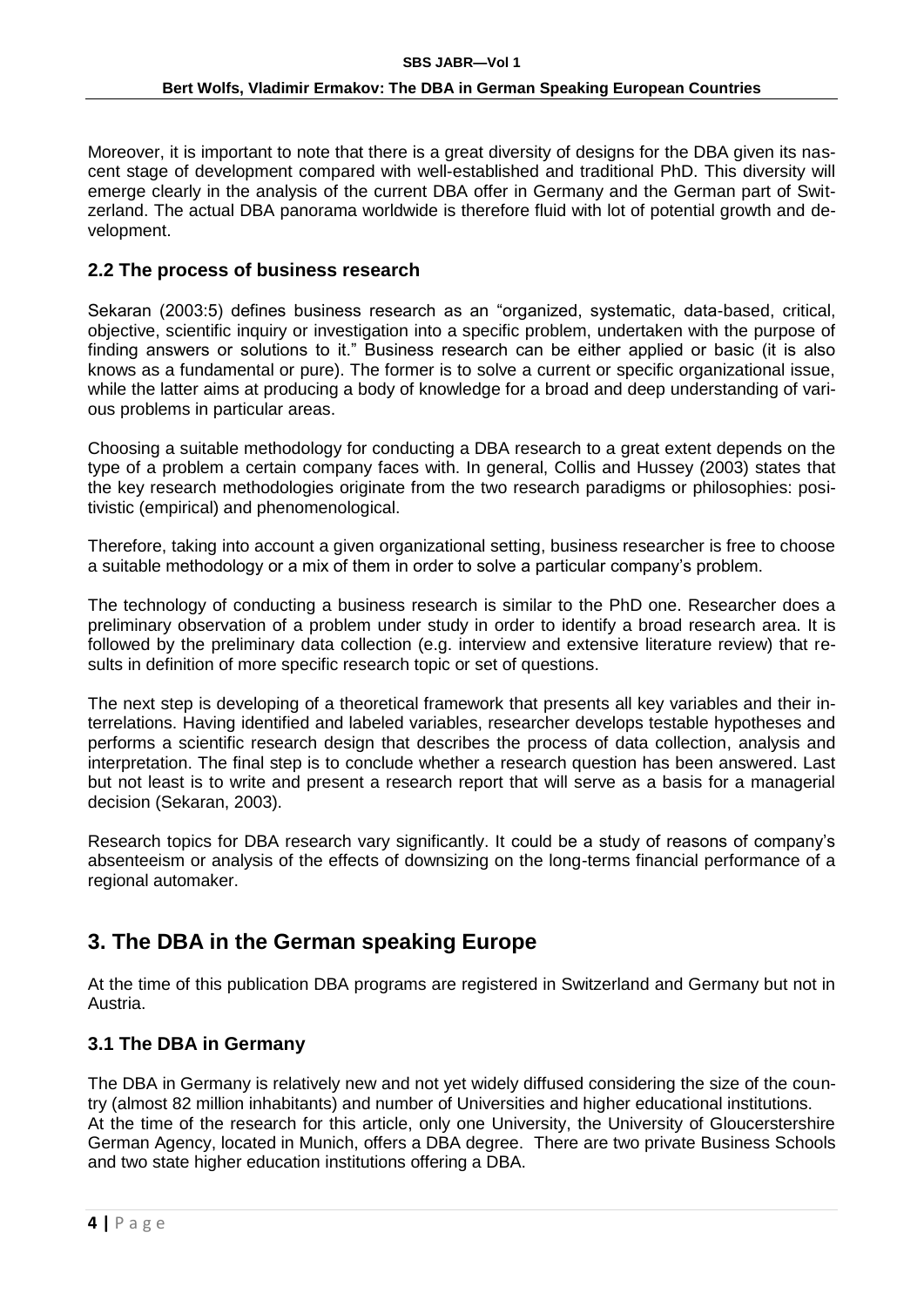Moreover, it is important to note that there is a great diversity of designs for the DBA given its nascent stage of development compared with well-established and traditional PhD. This diversity will emerge clearly in the analysis of the current DBA offer in Germany and the German part of Switzerland. The actual DBA panorama worldwide is therefore fluid with lot of potential growth and development.

### 2.2 The process of business research

Sekaran (2003:5) defines business research as an "organized, systematic, data-based, critical, objective, scientific inquiry or investigation into a specific problem, undertaken with the purpose of finding answers or solutions to it." Business research can be either applied or basic (it is also knows as a fundamental or pure). The former is to solve a current or specific organizational issue, while the latter aims at producing a body of knowledge for a broad and deep understanding of various problems in particular areas.

Choosing a suitable methodology for conducting a DBA research to a great extent depends on the type of a problem a certain company faces with. In general, Collis and Hussey (2003) states that the key research methodologies originate from the two research paradigms or philosophies: positivistic (empirical) and phenomenological.

Therefore, taking into account a given organizational setting, business researcher is free to choose a suitable methodology or a mix of them in order to solve a particular company's problem.

The technology of conducting a business research is similar to the PhD one. Researcher does a preliminary observation of a problem under study in order to identify a broad research area. It is followed by the preliminary data collection (e.g. interview and extensive literature review) that results in definition of more specific research topic or set of questions.

The next step is developing of a theoretical framework that presents all key variables and their interrelations. Having identified and labeled variables, researcher develops testable hypotheses and performs a scientific research design that describes the process of data collection, analysis and interpretation. The final step is to conclude whether a research question has been answered. Last but not least is to write and present a research report that will serve as a basis for a managerial decision (Sekaran, 2003).

Research topics for DBA research vary significantly. It could be a study of reasons of company's absenteeism or analysis of the effects of downsizing on the long-terms financial performance of a regional automaker.

## 3. The DBA in the German speaking Europe

At the time of this publication DBA programs are registered in Switzerland and Germany but not in Austria.

### 3.1 The DBA in Germany

The DBA in Germany is relatively new and not yet widely diffused considering the size of the country (almost 82 million inhabitants) and number of Universities and higher educational institutions. At the time of the research for this article, only one University, the University of Gloucerstershire German Agency, located in Munich, offers a DBA degree. There are two private Business Schools and two state higher education institutions offering a DBA.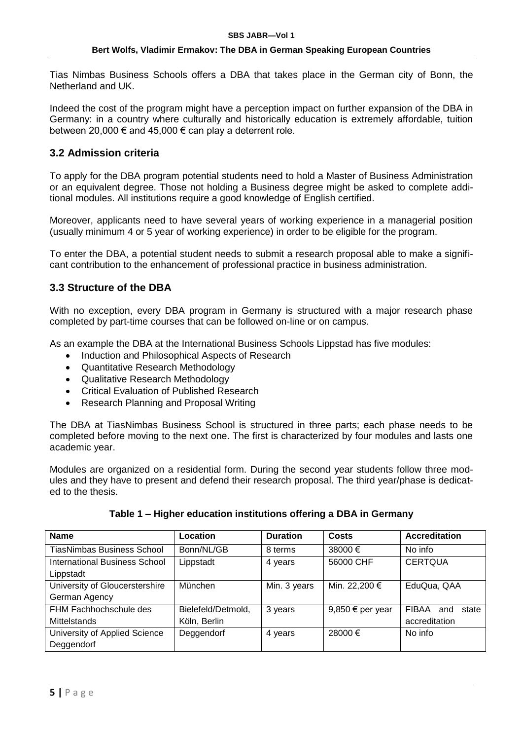Tias Nimbas Business Schools offers a DBA that takes place in the German city of Bonn, the Netherland and UK.

Indeed the cost of the program might have a perception impact on further expansion of the DBA in Germany: in a country where culturally and historically education is extremely affordable, tuition between 20,000 € and 45,000 € can play a deterrent role.

### 3.2 Admission criteria

To apply for the DBA program potential students need to hold a Master of Business Administration or an equivalent degree. Those not holding a Business degree might be asked to complete additional modules. All institutions require a good knowledge of English certified.

Moreover, applicants need to have several years of working experience in a managerial position (usually minimum 4 or 5 year of working experience) in order to be eligible for the program.

To enter the DBA, a potential student needs to submit a research proposal able to make a significant contribution to the enhancement of professional practice in business administration.

### 3.3 Structure of the DBA

With no exception, every DBA program in Germany is structured with a major research phase completed by part-time courses that can be followed on-line or on campus.

As an example the DBA at the International Business Schools Lippstad has five modules:

- Induction and Philosophical Aspects of Research
- Quantitative Research Methodology
- Qualitative Research Methodology
- Critical Evaluation of Published Research
- Research Planning and Proposal Writing

The DBA at TiasNimbas Business School is structured in three parts; each phase needs to be completed before moving to the next one. The first is characterized by four modules and lasts one academic year.

Modules are organized on a residential form. During the second year students follow three modules and they have to present and defend their research proposal. The third year/phase is dedicated to the thesis.

**Table 1 – Higher education institutions offering a DBA in Germany**

| Name | Location | Duration | Costs | Accreditation |
| --- | --- | --- | --- | --- |
| TiasNimbas Business School | Bonn/NL/GB | 8 terms | 38000 € | No info |
| International Business School Lippstadt | Lippstadt | 4 years | 56000 CHF | CERTQUA |
| University of Gloucerstershire German Agency | München | Min. 3 years | Min. 22,200 € | EduQua, QAA |
| FHM Fachhochschule des Mittelstands | Bielefeld/Detmold, Köln, Berlin | 3 years | 9,850 € per year | FIBAA and state accreditation |
| University of Applied Science Deggendorf | Deggendorf | 4 years | 28000 € | No info |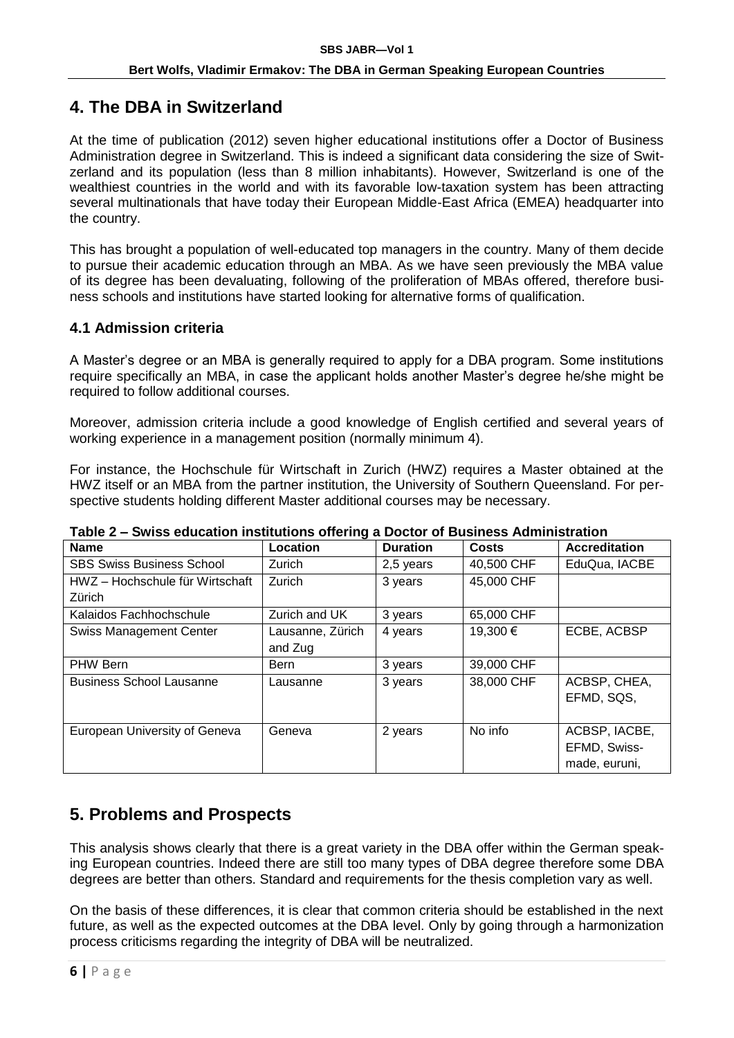## 4. The DBA in Switzerland

At the time of publication (2012) seven higher educational institutions offer a Doctor of Business Administration degree in Switzerland. This is indeed a significant data considering the size of Switzerland and its population (less than 8 million inhabitants). However, Switzerland is one of the wealthiest countries in the world and with its favorable low-taxation system has been attracting several multinationals that have today their European Middle-East Africa (EMEA) headquarter into the country.

This has brought a population of well-educated top managers in the country. Many of them decide to pursue their academic education through an MBA. As we have seen previously the MBA value of its degree has been devaluating, following of the proliferation of MBAs offered, therefore business schools and institutions have started looking for alternative forms of qualification.

### 4.1 Admission criteria

A Master's degree or an MBA is generally required to apply for a DBA program. Some institutions require specifically an MBA, in case the applicant holds another Master's degree he/she might be required to follow additional courses.

Moreover, admission criteria include a good knowledge of English certified and several years of working experience in a management position (normally minimum 4).

For instance, the Hochschule für Wirtschaft in Zurich (HWZ) requires a Master obtained at the HWZ itself or an MBA from the partner institution, the University of Southern Queensland. For perspective students holding different Master additional courses may be necessary.

**Table 2 – Swiss education institutions offering a Doctor of Business Administration**

| Name | Location | Duration | Costs | Accreditation |
|---|---|---|---|---|
| SBS Swiss Business School | Zurich | 2,5 years | 40,500 CHF | EduQua, IACBE |
| HWZ – Hochschule für Wirtschaft Zürich | Zurich | 3 years | 45,000 CHF | |
| Kalaidos Fachhochschule | Zurich and UK | 3 years | 65,000 CHF | |
| Swiss Management Center | Lausanne, Zürich and Zug | 4 years | 19,300 € | ECBE, ACBSP |
| PHW Bern | Bern | 3 years | 39,000 CHF | |
| Business School Lausanne | Lausanne | 3 years | 38,000 CHF | ACBSP, CHEA, EFMD, SQS, |
| European University of Geneva | Geneva | 2 years | No info | ACBSP, IACBE, EFMD, Swiss-made, euruni, |

## 5. Problems and Prospects

This analysis shows clearly that there is a great variety in the DBA offer within the German speaking European countries. Indeed there are still too many types of DBA degree therefore some DBA degrees are better than others. Standard and requirements for the thesis completion vary as well.

On the basis of these differences, it is clear that common criteria should be established in the next future, as well as the expected outcomes at the DBA level. Only by going through a harmonization process criticisms regarding the integrity of DBA will be neutralized.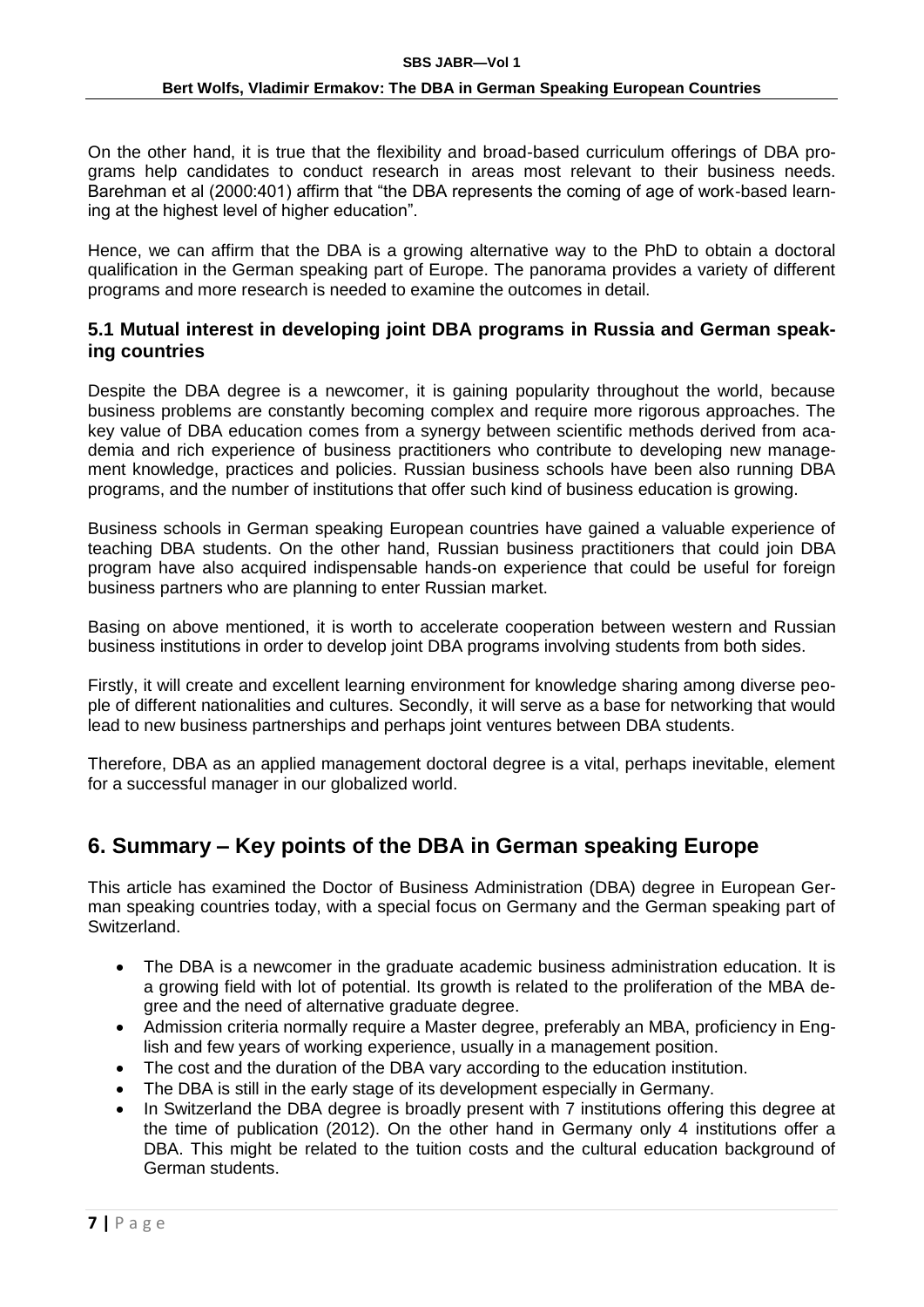On the other hand, it is true that the flexibility and broad-based curriculum offerings of DBA programs help candidates to conduct research in areas most relevant to their business needs. Barehman et al (2000:401) affirm that "the DBA represents the coming of age of work-based learning at the highest level of higher education".

Hence, we can affirm that the DBA is a growing alternative way to the PhD to obtain a doctoral qualification in the German speaking part of Europe. The panorama provides a variety of different programs and more research is needed to examine the outcomes in detail.

### 5.1 Mutual interest in developing joint DBA programs in Russia and German speaking countries

Despite the DBA degree is a newcomer, it is gaining popularity throughout the world, because business problems are constantly becoming complex and require more rigorous approaches. The key value of DBA education comes from a synergy between scientific methods derived from academia and rich experience of business practitioners who contribute to developing new management knowledge, practices and policies. Russian business schools have been also running DBA programs, and the number of institutions that offer such kind of business education is growing.

Business schools in German speaking European countries have gained a valuable experience of teaching DBA students. On the other hand, Russian business practitioners that could join DBA program have also acquired indispensable hands-on experience that could be useful for foreign business partners who are planning to enter Russian market.

Basing on above mentioned, it is worth to accelerate cooperation between western and Russian business institutions in order to develop joint DBA programs involving students from both sides.

Firstly, it will create and excellent learning environment for knowledge sharing among diverse people of different nationalities and cultures. Secondly, it will serve as a base for networking that would lead to new business partnerships and perhaps joint ventures between DBA students.

Therefore, DBA as an applied management doctoral degree is a vital, perhaps inevitable, element for a successful manager in our globalized world.

## 6. Summary – Key points of the DBA in German speaking Europe

This article has examined the Doctor of Business Administration (DBA) degree in European German speaking countries today, with a special focus on Germany and the German speaking part of Switzerland.

- The DBA is a newcomer in the graduate academic business administration education. It is a growing field with lot of potential. Its growth is related to the proliferation of the MBA degree and the need of alternative graduate degree.
- Admission criteria normally require a Master degree, preferably an MBA, proficiency in English and few years of working experience, usually in a management position.
- The cost and the duration of the DBA vary according to the education institution.
- The DBA is still in the early stage of its development especially in Germany.
- In Switzerland the DBA degree is broadly present with 7 institutions offering this degree at the time of publication (2012). On the other hand in Germany only 4 institutions offer a DBA. This might be related to the tuition costs and the cultural education background of German students.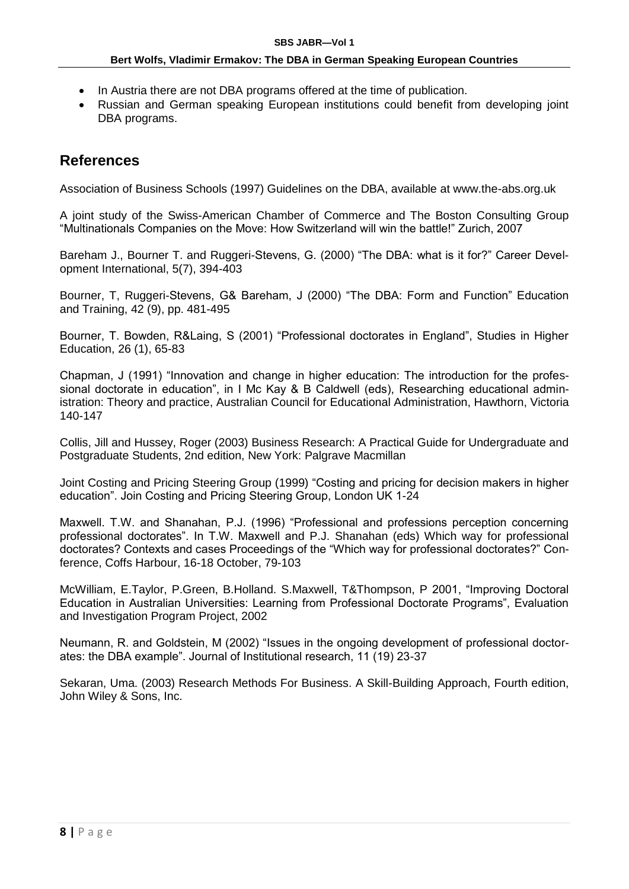- In Austria there are not DBA programs offered at the time of publication.
- Russian and German speaking European institutions could benefit from developing joint DBA programs.

## References

Association of Business Schools (1997) Guidelines on the DBA, available at www.the-abs.org.uk

A joint study of the Swiss-American Chamber of Commerce and The Boston Consulting Group "Multinationals Companies on the Move: How Switzerland will win the battle!" Zurich, 2007

Bareham J., Bourner T. and Ruggeri-Stevens, G. (2000) "The DBA: what is it for?" Career Development International, 5(7), 394-403

Bourner, T, Ruggeri-Stevens, G& Bareham, J (2000) "The DBA: Form and Function" Education and Training, 42 (9), pp. 481-495

Bourner, T. Bowden, R&Laing, S (2001) "Professional doctorates in England", Studies in Higher Education, 26 (1), 65-83

Chapman, J (1991) "Innovation and change in higher education: The introduction for the professional doctorate in education", in I Mc Kay & B Caldwell (eds), Researching educational administration: Theory and practice, Australian Council for Educational Administration, Hawthorn, Victoria 140-147

Collis, Jill and Hussey, Roger (2003) Business Research: A Practical Guide for Undergraduate and Postgraduate Students, 2nd edition, New York: Palgrave Macmillan

Joint Costing and Pricing Steering Group (1999) "Costing and pricing for decision makers in higher education". Join Costing and Pricing Steering Group, London UK 1-24

Maxwell. T.W. and Shanahan, P.J. (1996) "Professional and professions perception concerning professional doctorates". In T.W. Maxwell and P.J. Shanahan (eds) Which way for professional doctorates? Contexts and cases Proceedings of the "Which way for professional doctorates?" Conference, Coffs Harbour, 16-18 October, 79-103

McWilliam, E.Taylor, P.Green, B.Holland. S.Maxwell, T&Thompson, P 2001, "Improving Doctoral Education in Australian Universities: Learning from Professional Doctorate Programs", Evaluation and Investigation Program Project, 2002

Neumann, R. and Goldstein, M (2002) "Issues in the ongoing development of professional doctorates: the DBA example". Journal of Institutional research, 11 (19) 23-37

Sekaran, Uma. (2003) Research Methods For Business. A Skill-Building Approach, Fourth edition, John Wiley & Sons, Inc.